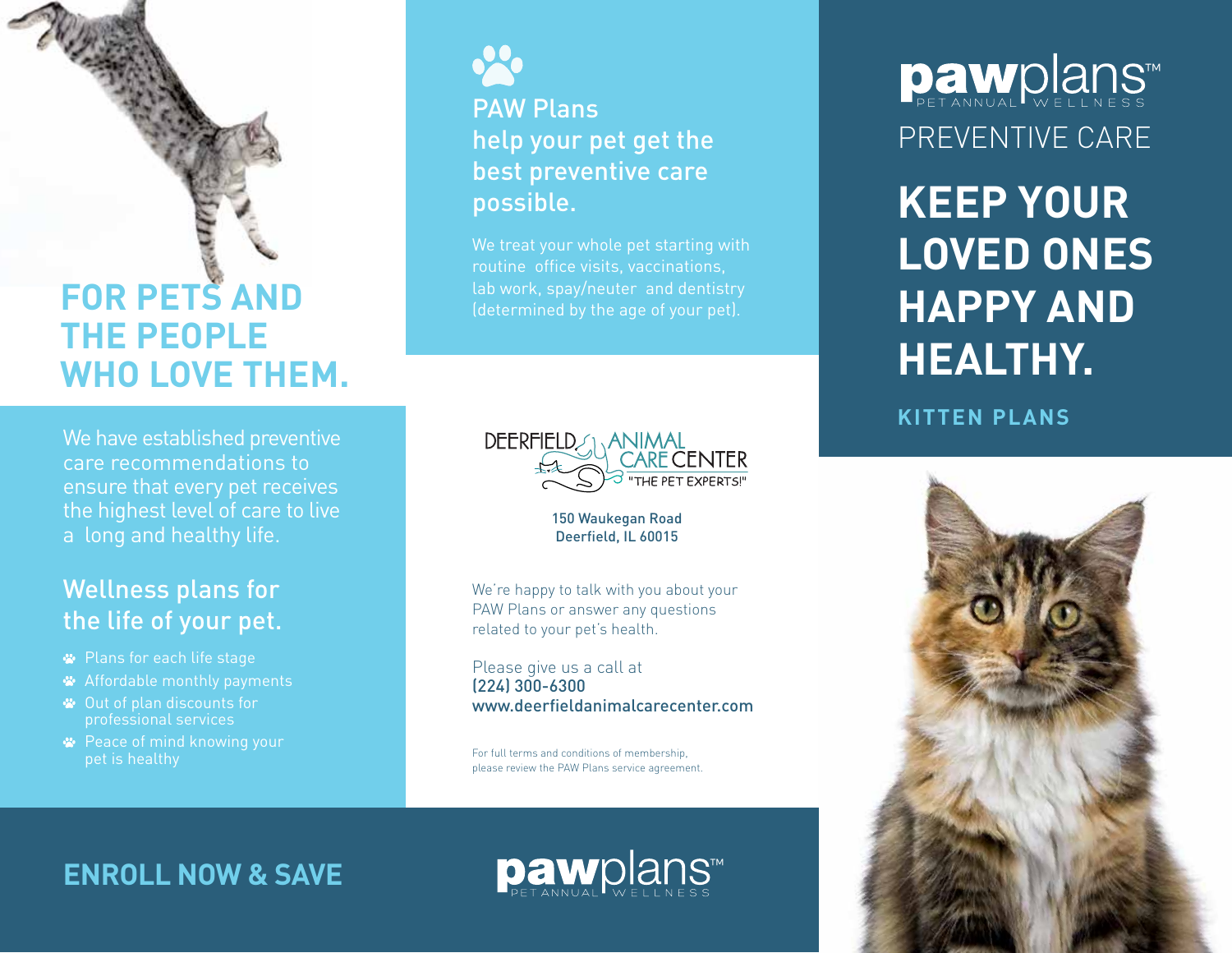# FOR PETS AND THE PEOPLE WHO LOVE THEM.

We have established preventive care recommendations to ensure that every pet receives the highest level of care to live a long and healthy life.

## Wellness plans for the life of your pet.

- Plans for each life stage
- Affordable monthly payments
- Out of plan discounts for professional services
- Peace of mind knowing your pet is healthy

## ENROLL NOW & SAVE

## PAW Plans help your pet get the best preventive care possible.

We treat your whole pet starting with routine office visits, vaccinations, lab work, spay/neuter and dentistry (determined by the age of your pet).

DEERFIELD ANIMAL CARE CENTER "THE PET EXPERTS!"

150 Waukegan Road
Deerfield, IL 60015

We're happy to talk with you about your PAW Plans or answer any questions related to your pet's health.

Please give us a call at
(224) 300-6300
www.deerfieldanimalcarecenter.com

For full terms and conditions of membership, please review the PAW Plans service agreement.

pawplans™ PET ANNUAL WELLNESS

pawplans™ PET ANNUAL WELLNESS

PREVENTIVE CARE

# KEEP YOUR LOVED ONES HAPPY AND HEALTHY.

## KITTEN PLANS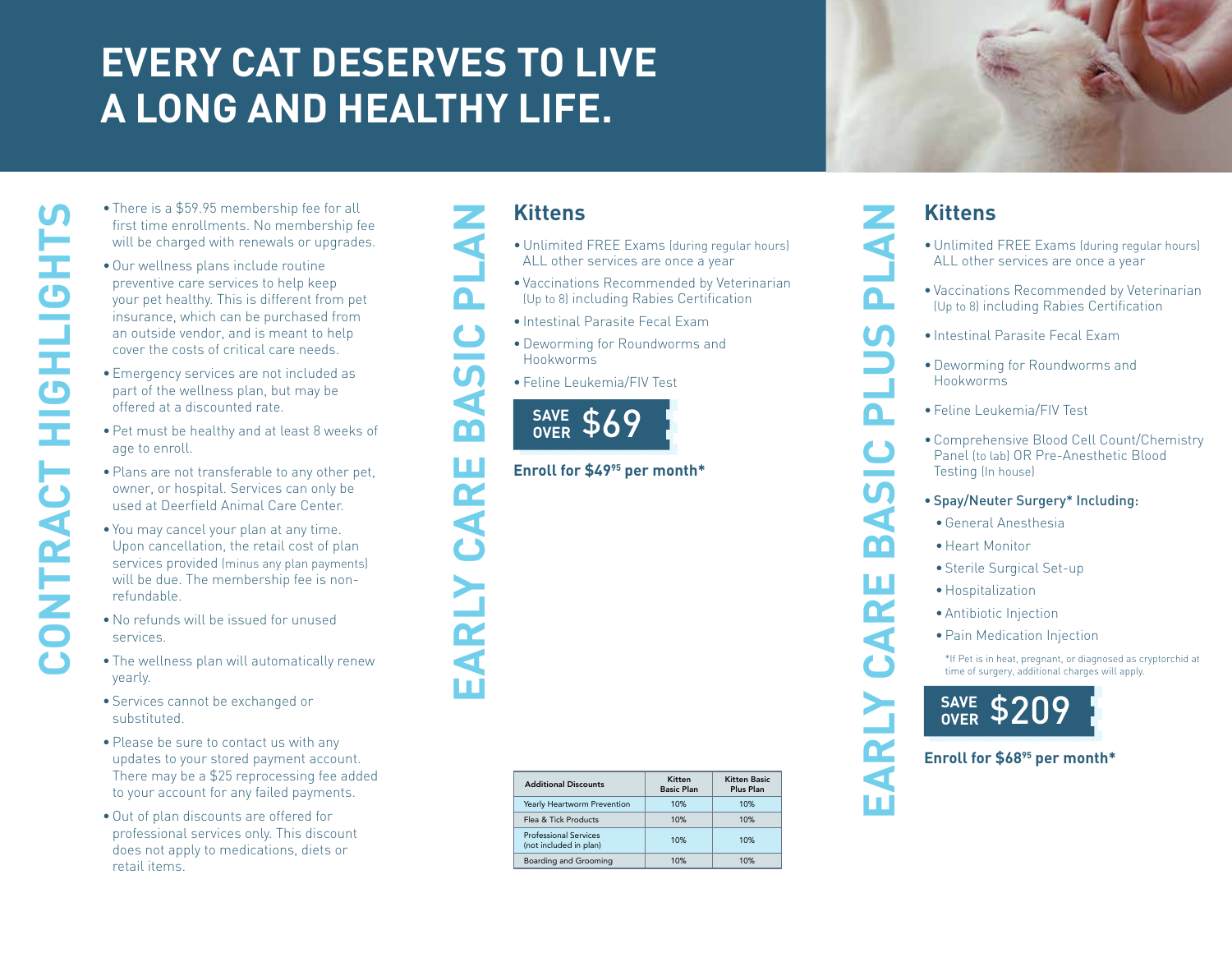# EVERY CAT DESERVES TO LIVE A LONG AND HEALTHY LIFE.

## CONTRACT HIGHLIGHTS

- There is a $59.95 membership fee for all first time enrollments. No membership fee will be charged with renewals or upgrades.
- Our wellness plans include routine preventive care services to help keep your pet healthy. This is different from pet insurance, which can be purchased from an outside vendor, and is meant to help cover the costs of critical care needs.
- Emergency services are not included as part of the wellness plan, but may be offered at a discounted rate.
- Pet must be healthy and at least 8 weeks of age to enroll.
- Plans are not transferable to any other pet, owner, or hospital. Services can only be used at Deerfield Animal Care Center.
- You may cancel your plan at any time. Upon cancellation, the retail cost of plan services provided (minus any plan payments) will be due. The membership fee is non-refundable.
- No refunds will be issued for unused services.
- The wellness plan will automatically renew yearly.
- Services cannot be exchanged or substituted.
- Please be sure to contact us with any updates to your stored payment account. There may be a $25 reprocessing fee added to your account for any failed payments.
- Out of plan discounts are offered for professional services only. This discount does not apply to medications, diets or retail items.

## EARLY CARE BASIC PLAN

### Kittens

- Unlimited FREE Exams (during regular hours) ALL other services are once a year
- Vaccinations Recommended by Veterinarian (Up to 8) including Rabies Certification
- Intestinal Parasite Fecal Exam
- Deworming for Roundworms and Hookworms
- Feline Leukemia/FIV Test

**SAVE OVER $69**

**Enroll for $49.95 per month***

| Additional Discounts | Kitten Basic Plan | Kitten Basic Plus Plan |
| --- | --- | --- |
| Yearly Heartworm Prevention | 10% | 10% |
| Flea & Tick Products | 10% | 10% |
| Professional Services (not included in plan) | 10% | 10% |
| Boarding and Grooming | 10% | 10% |

## EARLY CARE BASIC PLUS PLAN

### Kittens

- Unlimited FREE Exams (during regular hours) ALL other services are once a year
- Vaccinations Recommended by Veterinarian (Up to 8) including Rabies Certification
- Intestinal Parasite Fecal Exam
- Deworming for Roundworms and Hookworms
- Feline Leukemia/FIV Test
- Comprehensive Blood Cell Count/Chemistry Panel (to lab) OR Pre-Anesthetic Blood Testing (In house)
- Spay/Neuter Surgery* Including:
  - General Anesthesia
  - Heart Monitor
  - Sterile Surgical Set-up
  - Hospitalization
  - Antibiotic Injection
  - Pain Medication Injection

*If Pet is in heat, pregnant, or diagnosed as cryptorchid at time of surgery, additional charges will apply.

**SAVE OVER $209**

**Enroll for $68.95 per month***